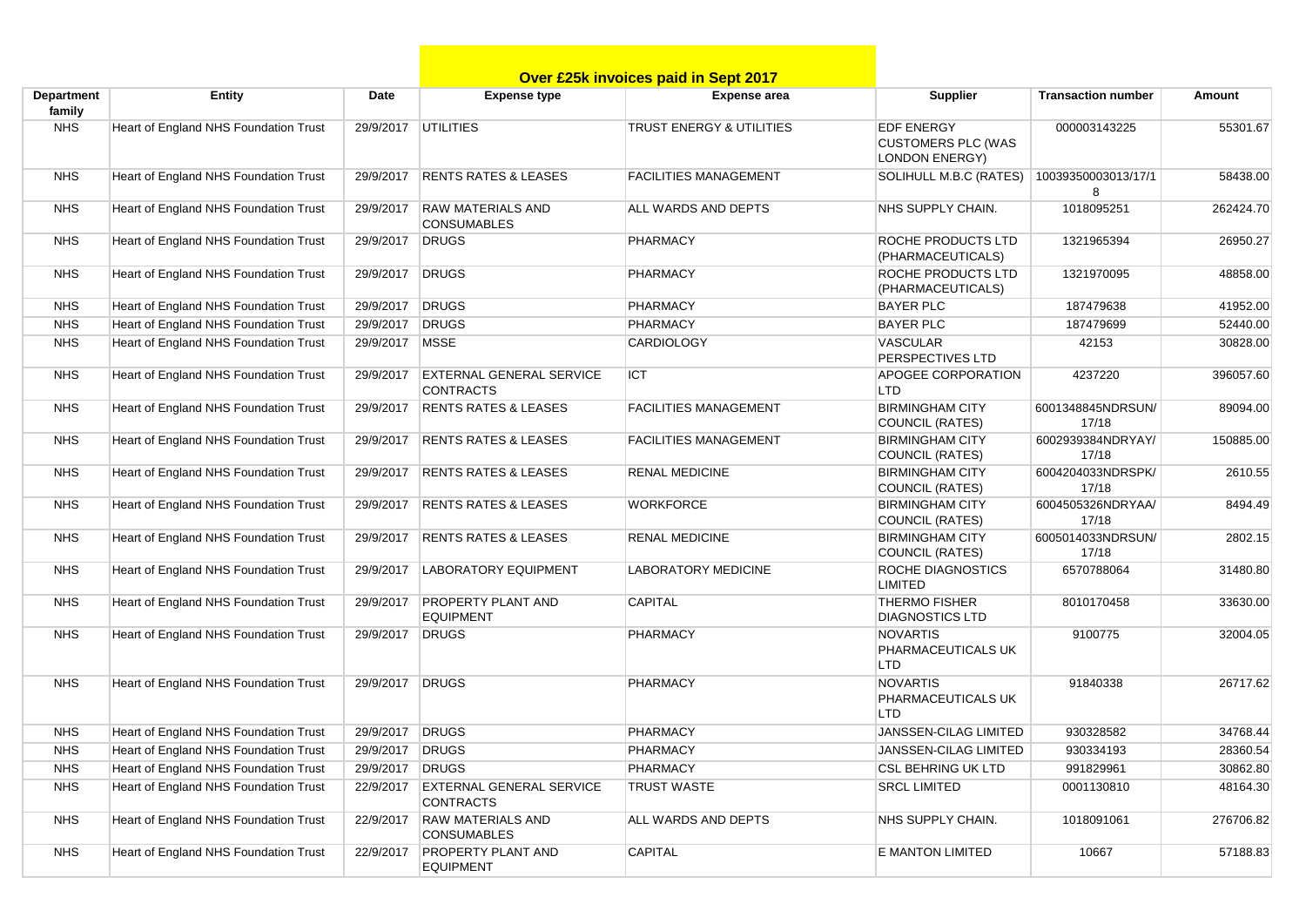## Over £25k invoices paid in Sept 2017

| Department family | Entity | Date | Expense type | Expense area | Supplier | Transaction number | Amount |
|---|---|---|---|---|---|---|---|
| NHS | Heart of England NHS Foundation Trust | 29/9/2017 | UTILITIES | TRUST ENERGY & UTILITIES | EDF ENERGY CUSTOMERS PLC (WAS LONDON ENERGY) | 000003143225 | 55301.67 |
| NHS | Heart of England NHS Foundation Trust | 29/9/2017 | RENTS RATES & LEASES | FACILITIES MANAGEMENT | SOLIHULL M.B.C (RATES) | 10039350003013/17/18 | 58438.00 |
| NHS | Heart of England NHS Foundation Trust | 29/9/2017 | RAW MATERIALS AND CONSUMABLES | ALL WARDS AND DEPTS | NHS SUPPLY CHAIN. | 1018095251 | 262424.70 |
| NHS | Heart of England NHS Foundation Trust | 29/9/2017 | DRUGS | PHARMACY | ROCHE PRODUCTS LTD (PHARMACEUTICALS) | 1321965394 | 26950.27 |
| NHS | Heart of England NHS Foundation Trust | 29/9/2017 | DRUGS | PHARMACY | ROCHE PRODUCTS LTD (PHARMACEUTICALS) | 1321970095 | 48858.00 |
| NHS | Heart of England NHS Foundation Trust | 29/9/2017 | DRUGS | PHARMACY | BAYER PLC | 187479638 | 41952.00 |
| NHS | Heart of England NHS Foundation Trust | 29/9/2017 | DRUGS | PHARMACY | BAYER PLC | 187479699 | 52440.00 |
| NHS | Heart of England NHS Foundation Trust | 29/9/2017 | MSSE | CARDIOLOGY | VASCULAR PERSPECTIVES LTD | 42153 | 30828.00 |
| NHS | Heart of England NHS Foundation Trust | 29/9/2017 | EXTERNAL GENERAL SERVICE CONTRACTS | ICT | APOGEE CORPORATION LTD | 4237220 | 396057.60 |
| NHS | Heart of England NHS Foundation Trust | 29/9/2017 | RENTS RATES & LEASES | FACILITIES MANAGEMENT | BIRMINGHAM CITY COUNCIL (RATES) | 6001348845NDRSUN/17/18 | 89094.00 |
| NHS | Heart of England NHS Foundation Trust | 29/9/2017 | RENTS RATES & LEASES | FACILITIES MANAGEMENT | BIRMINGHAM CITY COUNCIL (RATES) | 6002939384NDRYAY/17/18 | 150885.00 |
| NHS | Heart of England NHS Foundation Trust | 29/9/2017 | RENTS RATES & LEASES | RENAL MEDICINE | BIRMINGHAM CITY COUNCIL (RATES) | 6004204033NDRSPK/17/18 | 2610.55 |
| NHS | Heart of England NHS Foundation Trust | 29/9/2017 | RENTS RATES & LEASES | WORKFORCE | BIRMINGHAM CITY COUNCIL (RATES) | 6004505326NDRYAA/17/18 | 8494.49 |
| NHS | Heart of England NHS Foundation Trust | 29/9/2017 | RENTS RATES & LEASES | RENAL MEDICINE | BIRMINGHAM CITY COUNCIL (RATES) | 6005014033NDRSUN/17/18 | 2802.15 |
| NHS | Heart of England NHS Foundation Trust | 29/9/2017 | LABORATORY EQUIPMENT | LABORATORY MEDICINE | ROCHE DIAGNOSTICS LIMITED | 6570788064 | 31480.80 |
| NHS | Heart of England NHS Foundation Trust | 29/9/2017 | PROPERTY PLANT AND EQUIPMENT | CAPITAL | THERMO FISHER DIAGNOSTICS LTD | 8010170458 | 33630.00 |
| NHS | Heart of England NHS Foundation Trust | 29/9/2017 | DRUGS | PHARMACY | NOVARTIS PHARMACEUTICALS UK LTD | 9100775 | 32004.05 |
| NHS | Heart of England NHS Foundation Trust | 29/9/2017 | DRUGS | PHARMACY | NOVARTIS PHARMACEUTICALS UK LTD | 91840338 | 26717.62 |
| NHS | Heart of England NHS Foundation Trust | 29/9/2017 | DRUGS | PHARMACY | JANSSEN-CILAG LIMITED | 930328582 | 34768.44 |
| NHS | Heart of England NHS Foundation Trust | 29/9/2017 | DRUGS | PHARMACY | JANSSEN-CILAG LIMITED | 930334193 | 28360.54 |
| NHS | Heart of England NHS Foundation Trust | 29/9/2017 | DRUGS | PHARMACY | CSL BEHRING UK LTD | 991829961 | 30862.80 |
| NHS | Heart of England NHS Foundation Trust | 22/9/2017 | EXTERNAL GENERAL SERVICE CONTRACTS | TRUST WASTE | SRCL LIMITED | 0001130810 | 48164.30 |
| NHS | Heart of England NHS Foundation Trust | 22/9/2017 | RAW MATERIALS AND CONSUMABLES | ALL WARDS AND DEPTS | NHS SUPPLY CHAIN. | 1018091061 | 276706.82 |
| NHS | Heart of England NHS Foundation Trust | 22/9/2017 | PROPERTY PLANT AND EQUIPMENT | CAPITAL | E MANTON LIMITED | 10667 | 57188.83 |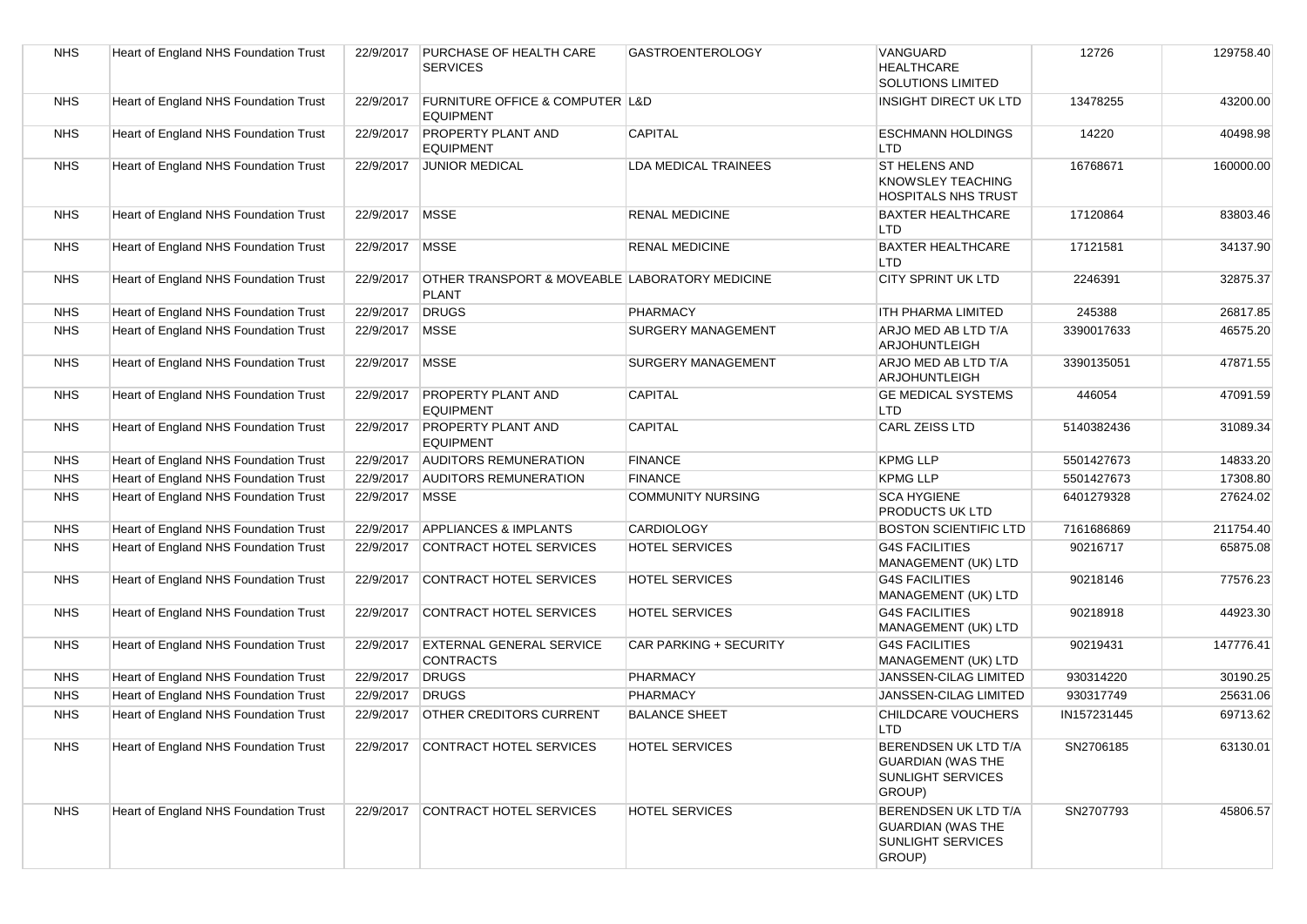| | | | | | | | |
|---|---|---|---|---|---|---|---|
| NHS | Heart of England NHS Foundation Trust | 22/9/2017 | PURCHASE OF HEALTH CARE SERVICES | GASTROENTEROLOGY | VANGUARD HEALTHCARE SOLUTIONS LIMITED | 12726 | 129758.40 |
| NHS | Heart of England NHS Foundation Trust | 22/9/2017 | FURNITURE OFFICE & COMPUTER EQUIPMENT | L&D | INSIGHT DIRECT UK LTD | 13478255 | 43200.00 |
| NHS | Heart of England NHS Foundation Trust | 22/9/2017 | PROPERTY PLANT AND EQUIPMENT | CAPITAL | ESCHMANN HOLDINGS LTD | 14220 | 40498.98 |
| NHS | Heart of England NHS Foundation Trust | 22/9/2017 | JUNIOR MEDICAL | LDA MEDICAL TRAINEES | ST HELENS AND KNOWSLEY TEACHING HOSPITALS NHS TRUST | 16768671 | 160000.00 |
| NHS | Heart of England NHS Foundation Trust | 22/9/2017 | MSSE | RENAL MEDICINE | BAXTER HEALTHCARE LTD | 17120864 | 83803.46 |
| NHS | Heart of England NHS Foundation Trust | 22/9/2017 | MSSE | RENAL MEDICINE | BAXTER HEALTHCARE LTD | 17121581 | 34137.90 |
| NHS | Heart of England NHS Foundation Trust | 22/9/2017 | OTHER TRANSPORT & MOVEABLE PLANT | LABORATORY MEDICINE | CITY SPRINT UK LTD | 2246391 | 32875.37 |
| NHS | Heart of England NHS Foundation Trust | 22/9/2017 | DRUGS | PHARMACY | ITH PHARMA LIMITED | 245388 | 26817.85 |
| NHS | Heart of England NHS Foundation Trust | 22/9/2017 | MSSE | SURGERY MANAGEMENT | ARJO MED AB LTD T/A ARJOHUNTLEIGH | 3390017633 | 46575.20 |
| NHS | Heart of England NHS Foundation Trust | 22/9/2017 | MSSE | SURGERY MANAGEMENT | ARJO MED AB LTD T/A ARJOHUNTLEIGH | 3390135051 | 47871.55 |
| NHS | Heart of England NHS Foundation Trust | 22/9/2017 | PROPERTY PLANT AND EQUIPMENT | CAPITAL | GE MEDICAL SYSTEMS LTD | 446054 | 47091.59 |
| NHS | Heart of England NHS Foundation Trust | 22/9/2017 | PROPERTY PLANT AND EQUIPMENT | CAPITAL | CARL ZEISS LTD | 5140382436 | 31089.34 |
| NHS | Heart of England NHS Foundation Trust | 22/9/2017 | AUDITORS REMUNERATION | FINANCE | KPMG LLP | 5501427673 | 14833.20 |
| NHS | Heart of England NHS Foundation Trust | 22/9/2017 | AUDITORS REMUNERATION | FINANCE | KPMG LLP | 5501427673 | 17308.80 |
| NHS | Heart of England NHS Foundation Trust | 22/9/2017 | MSSE | COMMUNITY NURSING | SCA HYGIENE PRODUCTS UK LTD | 6401279328 | 27624.02 |
| NHS | Heart of England NHS Foundation Trust | 22/9/2017 | APPLIANCES & IMPLANTS | CARDIOLOGY | BOSTON SCIENTIFIC LTD | 7161686869 | 211754.40 |
| NHS | Heart of England NHS Foundation Trust | 22/9/2017 | CONTRACT HOTEL SERVICES | HOTEL SERVICES | G4S FACILITIES MANAGEMENT (UK) LTD | 90216717 | 65875.08 |
| NHS | Heart of England NHS Foundation Trust | 22/9/2017 | CONTRACT HOTEL SERVICES | HOTEL SERVICES | G4S FACILITIES MANAGEMENT (UK) LTD | 90218146 | 77576.23 |
| NHS | Heart of England NHS Foundation Trust | 22/9/2017 | CONTRACT HOTEL SERVICES | HOTEL SERVICES | G4S FACILITIES MANAGEMENT (UK) LTD | 90218918 | 44923.30 |
| NHS | Heart of England NHS Foundation Trust | 22/9/2017 | EXTERNAL GENERAL SERVICE CONTRACTS | CAR PARKING + SECURITY | G4S FACILITIES MANAGEMENT (UK) LTD | 90219431 | 147776.41 |
| NHS | Heart of England NHS Foundation Trust | 22/9/2017 | DRUGS | PHARMACY | JANSSEN-CILAG LIMITED | 930314220 | 30190.25 |
| NHS | Heart of England NHS Foundation Trust | 22/9/2017 | DRUGS | PHARMACY | JANSSEN-CILAG LIMITED | 930317749 | 25631.06 |
| NHS | Heart of England NHS Foundation Trust | 22/9/2017 | OTHER CREDITORS CURRENT | BALANCE SHEET | CHILDCARE VOUCHERS LTD | IN157231445 | 69713.62 |
| NHS | Heart of England NHS Foundation Trust | 22/9/2017 | CONTRACT HOTEL SERVICES | HOTEL SERVICES | BERENDSEN UK LTD T/A GUARDIAN (WAS THE SUNLIGHT SERVICES GROUP) | SN2706185 | 63130.01 |
| NHS | Heart of England NHS Foundation Trust | 22/9/2017 | CONTRACT HOTEL SERVICES | HOTEL SERVICES | BERENDSEN UK LTD T/A GUARDIAN (WAS THE SUNLIGHT SERVICES GROUP) | SN2707793 | 45806.57 |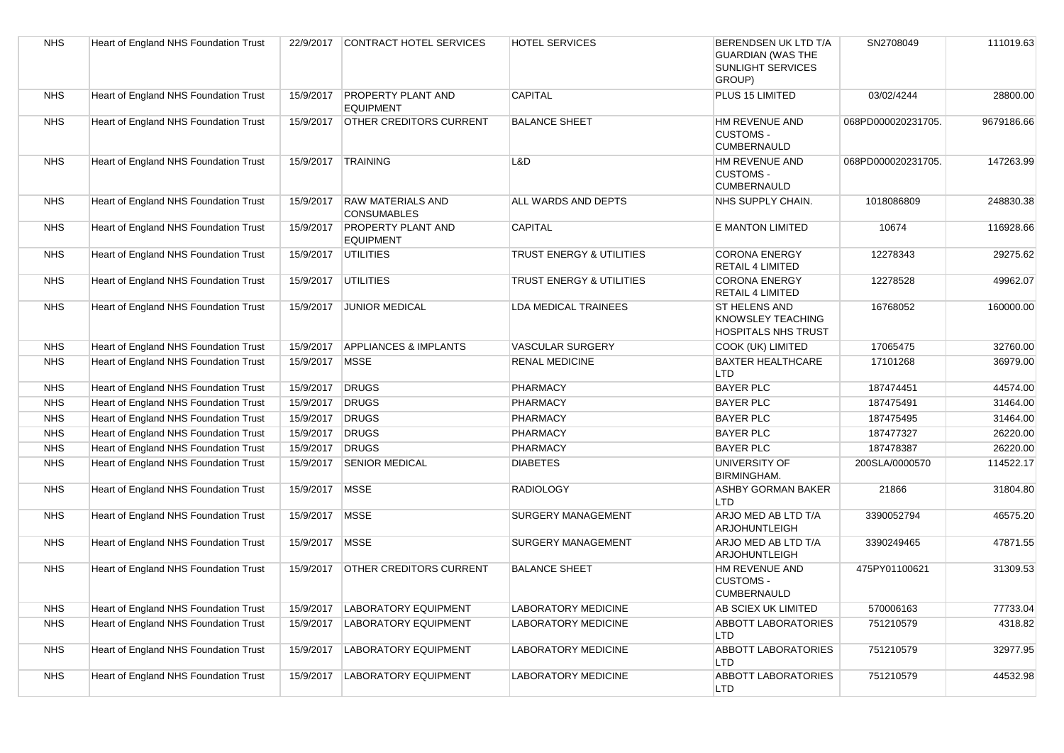| | | | | | | | |
|---|---|---|---|---|---|---|---|
| NHS | Heart of England NHS Foundation Trust | 22/9/2017 | CONTRACT HOTEL SERVICES | HOTEL SERVICES | BERENDSEN UK LTD T/A GUARDIAN (WAS THE SUNLIGHT SERVICES GROUP) | SN2708049 | 111019.63 |
| NHS | Heart of England NHS Foundation Trust | 15/9/2017 | PROPERTY PLANT AND EQUIPMENT | CAPITAL | PLUS 15 LIMITED | 03/02/4244 | 28800.00 |
| NHS | Heart of England NHS Foundation Trust | 15/9/2017 | OTHER CREDITORS CURRENT | BALANCE SHEET | HM REVENUE AND CUSTOMS - CUMBERNAULD | 068PD000020231705. | 9679186.66 |
| NHS | Heart of England NHS Foundation Trust | 15/9/2017 | TRAINING | L&D | HM REVENUE AND CUSTOMS - CUMBERNAULD | 068PD000020231705. | 147263.99 |
| NHS | Heart of England NHS Foundation Trust | 15/9/2017 | RAW MATERIALS AND CONSUMABLES | ALL WARDS AND DEPTS | NHS SUPPLY CHAIN. | 1018086809 | 248830.38 |
| NHS | Heart of England NHS Foundation Trust | 15/9/2017 | PROPERTY PLANT AND EQUIPMENT | CAPITAL | E MANTON LIMITED | 10674 | 116928.66 |
| NHS | Heart of England NHS Foundation Trust | 15/9/2017 | UTILITIES | TRUST ENERGY & UTILITIES | CORONA ENERGY RETAIL 4 LIMITED | 12278343 | 29275.62 |
| NHS | Heart of England NHS Foundation Trust | 15/9/2017 | UTILITIES | TRUST ENERGY & UTILITIES | CORONA ENERGY RETAIL 4 LIMITED | 12278528 | 49962.07 |
| NHS | Heart of England NHS Foundation Trust | 15/9/2017 | JUNIOR MEDICAL | LDA MEDICAL TRAINEES | ST HELENS AND KNOWSLEY TEACHING HOSPITALS NHS TRUST | 16768052 | 160000.00 |
| NHS | Heart of England NHS Foundation Trust | 15/9/2017 | APPLIANCES & IMPLANTS | VASCULAR SURGERY | COOK (UK) LIMITED | 17065475 | 32760.00 |
| NHS | Heart of England NHS Foundation Trust | 15/9/2017 | MSSE | RENAL MEDICINE | BAXTER HEALTHCARE LTD | 17101268 | 36979.00 |
| NHS | Heart of England NHS Foundation Trust | 15/9/2017 | DRUGS | PHARMACY | BAYER PLC | 187474451 | 44574.00 |
| NHS | Heart of England NHS Foundation Trust | 15/9/2017 | DRUGS | PHARMACY | BAYER PLC | 187475491 | 31464.00 |
| NHS | Heart of England NHS Foundation Trust | 15/9/2017 | DRUGS | PHARMACY | BAYER PLC | 187475495 | 31464.00 |
| NHS | Heart of England NHS Foundation Trust | 15/9/2017 | DRUGS | PHARMACY | BAYER PLC | 187477327 | 26220.00 |
| NHS | Heart of England NHS Foundation Trust | 15/9/2017 | DRUGS | PHARMACY | BAYER PLC | 187478387 | 26220.00 |
| NHS | Heart of England NHS Foundation Trust | 15/9/2017 | SENIOR MEDICAL | DIABETES | UNIVERSITY OF BIRMINGHAM. | 200SLA/0000570 | 114522.17 |
| NHS | Heart of England NHS Foundation Trust | 15/9/2017 | MSSE | RADIOLOGY | ASHBY GORMAN BAKER LTD | 21866 | 31804.80 |
| NHS | Heart of England NHS Foundation Trust | 15/9/2017 | MSSE | SURGERY MANAGEMENT | ARJO MED AB LTD T/A ARJOHUNTLEIGH | 3390052794 | 46575.20 |
| NHS | Heart of England NHS Foundation Trust | 15/9/2017 | MSSE | SURGERY MANAGEMENT | ARJO MED AB LTD T/A ARJOHUNTLEIGH | 3390249465 | 47871.55 |
| NHS | Heart of England NHS Foundation Trust | 15/9/2017 | OTHER CREDITORS CURRENT | BALANCE SHEET | HM REVENUE AND CUSTOMS - CUMBERNAULD | 475PY01100621 | 31309.53 |
| NHS | Heart of England NHS Foundation Trust | 15/9/2017 | LABORATORY EQUIPMENT | LABORATORY MEDICINE | AB SCIEX UK LIMITED | 570006163 | 77733.04 |
| NHS | Heart of England NHS Foundation Trust | 15/9/2017 | LABORATORY EQUIPMENT | LABORATORY MEDICINE | ABBOTT LABORATORIES LTD | 751210579 | 4318.82 |
| NHS | Heart of England NHS Foundation Trust | 15/9/2017 | LABORATORY EQUIPMENT | LABORATORY MEDICINE | ABBOTT LABORATORIES LTD | 751210579 | 32977.95 |
| NHS | Heart of England NHS Foundation Trust | 15/9/2017 | LABORATORY EQUIPMENT | LABORATORY MEDICINE | ABBOTT LABORATORIES LTD | 751210579 | 44532.98 |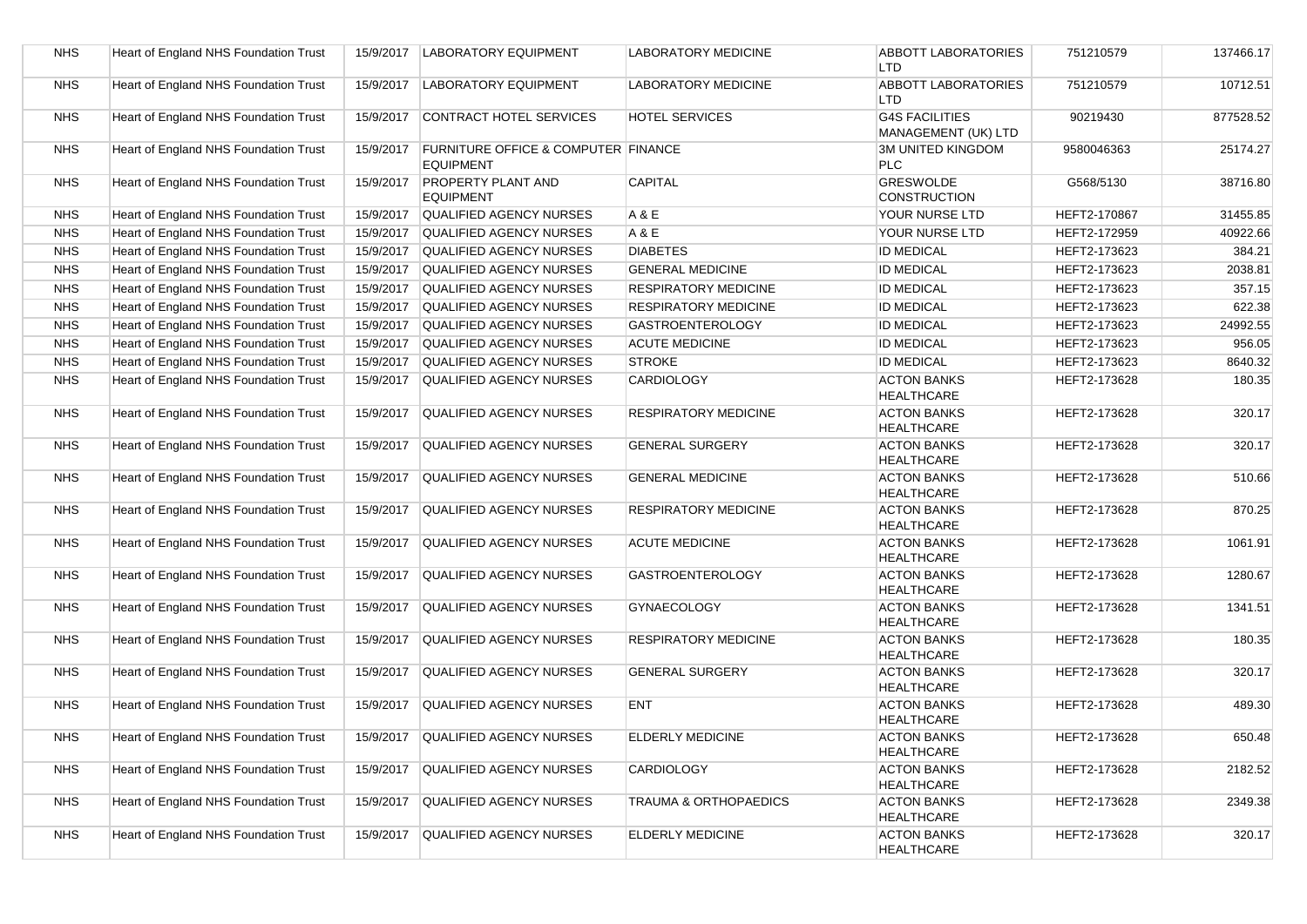| | | | | | | | |
|---|---|---|---|---|---|---|---|
| NHS | Heart of England NHS Foundation Trust | 15/9/2017 | LABORATORY EQUIPMENT | LABORATORY MEDICINE | ABBOTT LABORATORIES LTD | 751210579 | 137466.17 |
| NHS | Heart of England NHS Foundation Trust | 15/9/2017 | LABORATORY EQUIPMENT | LABORATORY MEDICINE | ABBOTT LABORATORIES LTD | 751210579 | 10712.51 |
| NHS | Heart of England NHS Foundation Trust | 15/9/2017 | CONTRACT HOTEL SERVICES | HOTEL SERVICES | G4S FACILITIES MANAGEMENT (UK) LTD | 90219430 | 877528.52 |
| NHS | Heart of England NHS Foundation Trust | 15/9/2017 | FURNITURE OFFICE & COMPUTER EQUIPMENT | FINANCE | 3M UNITED KINGDOM PLC | 9580046363 | 25174.27 |
| NHS | Heart of England NHS Foundation Trust | 15/9/2017 | PROPERTY PLANT AND EQUIPMENT | CAPITAL | GRESWOLDE CONSTRUCTION | G568/5130 | 38716.80 |
| NHS | Heart of England NHS Foundation Trust | 15/9/2017 | QUALIFIED AGENCY NURSES | A & E | YOUR NURSE LTD | HEFT2-170867 | 31455.85 |
| NHS | Heart of England NHS Foundation Trust | 15/9/2017 | QUALIFIED AGENCY NURSES | A & E | YOUR NURSE LTD | HEFT2-172959 | 40922.66 |
| NHS | Heart of England NHS Foundation Trust | 15/9/2017 | QUALIFIED AGENCY NURSES | DIABETES | ID MEDICAL | HEFT2-173623 | 384.21 |
| NHS | Heart of England NHS Foundation Trust | 15/9/2017 | QUALIFIED AGENCY NURSES | GENERAL MEDICINE | ID MEDICAL | HEFT2-173623 | 2038.81 |
| NHS | Heart of England NHS Foundation Trust | 15/9/2017 | QUALIFIED AGENCY NURSES | RESPIRATORY MEDICINE | ID MEDICAL | HEFT2-173623 | 357.15 |
| NHS | Heart of England NHS Foundation Trust | 15/9/2017 | QUALIFIED AGENCY NURSES | RESPIRATORY MEDICINE | ID MEDICAL | HEFT2-173623 | 622.38 |
| NHS | Heart of England NHS Foundation Trust | 15/9/2017 | QUALIFIED AGENCY NURSES | GASTROENTEROLOGY | ID MEDICAL | HEFT2-173623 | 24992.55 |
| NHS | Heart of England NHS Foundation Trust | 15/9/2017 | QUALIFIED AGENCY NURSES | ACUTE MEDICINE | ID MEDICAL | HEFT2-173623 | 956.05 |
| NHS | Heart of England NHS Foundation Trust | 15/9/2017 | QUALIFIED AGENCY NURSES | STROKE | ID MEDICAL | HEFT2-173623 | 8640.32 |
| NHS | Heart of England NHS Foundation Trust | 15/9/2017 | QUALIFIED AGENCY NURSES | CARDIOLOGY | ACTON BANKS HEALTHCARE | HEFT2-173628 | 180.35 |
| NHS | Heart of England NHS Foundation Trust | 15/9/2017 | QUALIFIED AGENCY NURSES | RESPIRATORY MEDICINE | ACTON BANKS HEALTHCARE | HEFT2-173628 | 320.17 |
| NHS | Heart of England NHS Foundation Trust | 15/9/2017 | QUALIFIED AGENCY NURSES | GENERAL SURGERY | ACTON BANKS HEALTHCARE | HEFT2-173628 | 320.17 |
| NHS | Heart of England NHS Foundation Trust | 15/9/2017 | QUALIFIED AGENCY NURSES | GENERAL MEDICINE | ACTON BANKS HEALTHCARE | HEFT2-173628 | 510.66 |
| NHS | Heart of England NHS Foundation Trust | 15/9/2017 | QUALIFIED AGENCY NURSES | RESPIRATORY MEDICINE | ACTON BANKS HEALTHCARE | HEFT2-173628 | 870.25 |
| NHS | Heart of England NHS Foundation Trust | 15/9/2017 | QUALIFIED AGENCY NURSES | ACUTE MEDICINE | ACTON BANKS HEALTHCARE | HEFT2-173628 | 1061.91 |
| NHS | Heart of England NHS Foundation Trust | 15/9/2017 | QUALIFIED AGENCY NURSES | GASTROENTEROLOGY | ACTON BANKS HEALTHCARE | HEFT2-173628 | 1280.67 |
| NHS | Heart of England NHS Foundation Trust | 15/9/2017 | QUALIFIED AGENCY NURSES | GYNAECOLOGY | ACTON BANKS HEALTHCARE | HEFT2-173628 | 1341.51 |
| NHS | Heart of England NHS Foundation Trust | 15/9/2017 | QUALIFIED AGENCY NURSES | RESPIRATORY MEDICINE | ACTON BANKS HEALTHCARE | HEFT2-173628 | 180.35 |
| NHS | Heart of England NHS Foundation Trust | 15/9/2017 | QUALIFIED AGENCY NURSES | GENERAL SURGERY | ACTON BANKS HEALTHCARE | HEFT2-173628 | 320.17 |
| NHS | Heart of England NHS Foundation Trust | 15/9/2017 | QUALIFIED AGENCY NURSES | ENT | ACTON BANKS HEALTHCARE | HEFT2-173628 | 489.30 |
| NHS | Heart of England NHS Foundation Trust | 15/9/2017 | QUALIFIED AGENCY NURSES | ELDERLY MEDICINE | ACTON BANKS HEALTHCARE | HEFT2-173628 | 650.48 |
| NHS | Heart of England NHS Foundation Trust | 15/9/2017 | QUALIFIED AGENCY NURSES | CARDIOLOGY | ACTON BANKS HEALTHCARE | HEFT2-173628 | 2182.52 |
| NHS | Heart of England NHS Foundation Trust | 15/9/2017 | QUALIFIED AGENCY NURSES | TRAUMA & ORTHOPAEDICS | ACTON BANKS HEALTHCARE | HEFT2-173628 | 2349.38 |
| NHS | Heart of England NHS Foundation Trust | 15/9/2017 | QUALIFIED AGENCY NURSES | ELDERLY MEDICINE | ACTON BANKS HEALTHCARE | HEFT2-173628 | 320.17 |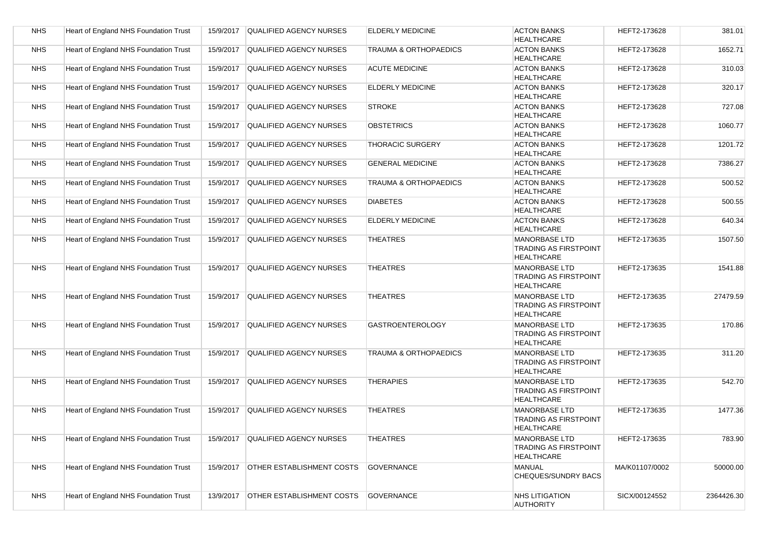| | | | | | | | |
|---|---|---|---|---|---|---|---|
| NHS | Heart of England NHS Foundation Trust | 15/9/2017 | QUALIFIED AGENCY NURSES | ELDERLY MEDICINE | ACTON BANKS HEALTHCARE | HEFT2-173628 | 381.01 |
| NHS | Heart of England NHS Foundation Trust | 15/9/2017 | QUALIFIED AGENCY NURSES | TRAUMA & ORTHOPAEDICS | ACTON BANKS HEALTHCARE | HEFT2-173628 | 1652.71 |
| NHS | Heart of England NHS Foundation Trust | 15/9/2017 | QUALIFIED AGENCY NURSES | ACUTE MEDICINE | ACTON BANKS HEALTHCARE | HEFT2-173628 | 310.03 |
| NHS | Heart of England NHS Foundation Trust | 15/9/2017 | QUALIFIED AGENCY NURSES | ELDERLY MEDICINE | ACTON BANKS HEALTHCARE | HEFT2-173628 | 320.17 |
| NHS | Heart of England NHS Foundation Trust | 15/9/2017 | QUALIFIED AGENCY NURSES | STROKE | ACTON BANKS HEALTHCARE | HEFT2-173628 | 727.08 |
| NHS | Heart of England NHS Foundation Trust | 15/9/2017 | QUALIFIED AGENCY NURSES | OBSTETRICS | ACTON BANKS HEALTHCARE | HEFT2-173628 | 1060.77 |
| NHS | Heart of England NHS Foundation Trust | 15/9/2017 | QUALIFIED AGENCY NURSES | THORACIC SURGERY | ACTON BANKS HEALTHCARE | HEFT2-173628 | 1201.72 |
| NHS | Heart of England NHS Foundation Trust | 15/9/2017 | QUALIFIED AGENCY NURSES | GENERAL MEDICINE | ACTON BANKS HEALTHCARE | HEFT2-173628 | 7386.27 |
| NHS | Heart of England NHS Foundation Trust | 15/9/2017 | QUALIFIED AGENCY NURSES | TRAUMA & ORTHOPAEDICS | ACTON BANKS HEALTHCARE | HEFT2-173628 | 500.52 |
| NHS | Heart of England NHS Foundation Trust | 15/9/2017 | QUALIFIED AGENCY NURSES | DIABETES | ACTON BANKS HEALTHCARE | HEFT2-173628 | 500.55 |
| NHS | Heart of England NHS Foundation Trust | 15/9/2017 | QUALIFIED AGENCY NURSES | ELDERLY MEDICINE | ACTON BANKS HEALTHCARE | HEFT2-173628 | 640.34 |
| NHS | Heart of England NHS Foundation Trust | 15/9/2017 | QUALIFIED AGENCY NURSES | THEATRES | MANORBASE LTD TRADING AS FIRSTPOINT HEALTHCARE | HEFT2-173635 | 1507.50 |
| NHS | Heart of England NHS Foundation Trust | 15/9/2017 | QUALIFIED AGENCY NURSES | THEATRES | MANORBASE LTD TRADING AS FIRSTPOINT HEALTHCARE | HEFT2-173635 | 1541.88 |
| NHS | Heart of England NHS Foundation Trust | 15/9/2017 | QUALIFIED AGENCY NURSES | THEATRES | MANORBASE LTD TRADING AS FIRSTPOINT HEALTHCARE | HEFT2-173635 | 27479.59 |
| NHS | Heart of England NHS Foundation Trust | 15/9/2017 | QUALIFIED AGENCY NURSES | GASTROENTEROLOGY | MANORBASE LTD TRADING AS FIRSTPOINT HEALTHCARE | HEFT2-173635 | 170.86 |
| NHS | Heart of England NHS Foundation Trust | 15/9/2017 | QUALIFIED AGENCY NURSES | TRAUMA & ORTHOPAEDICS | MANORBASE LTD TRADING AS FIRSTPOINT HEALTHCARE | HEFT2-173635 | 311.20 |
| NHS | Heart of England NHS Foundation Trust | 15/9/2017 | QUALIFIED AGENCY NURSES | THERAPIES | MANORBASE LTD TRADING AS FIRSTPOINT HEALTHCARE | HEFT2-173635 | 542.70 |
| NHS | Heart of England NHS Foundation Trust | 15/9/2017 | QUALIFIED AGENCY NURSES | THEATRES | MANORBASE LTD TRADING AS FIRSTPOINT HEALTHCARE | HEFT2-173635 | 1477.36 |
| NHS | Heart of England NHS Foundation Trust | 15/9/2017 | QUALIFIED AGENCY NURSES | THEATRES | MANORBASE LTD TRADING AS FIRSTPOINT HEALTHCARE | HEFT2-173635 | 783.90 |
| NHS | Heart of England NHS Foundation Trust | 15/9/2017 | OTHER ESTABLISHMENT COSTS | GOVERNANCE | MANUAL CHEQUES/SUNDRY BACS | MA/K01107/0002 | 50000.00 |
| NHS | Heart of England NHS Foundation Trust | 13/9/2017 | OTHER ESTABLISHMENT COSTS | GOVERNANCE | NHS LITIGATION AUTHORITY | SICX/00124552 | 2364426.30 |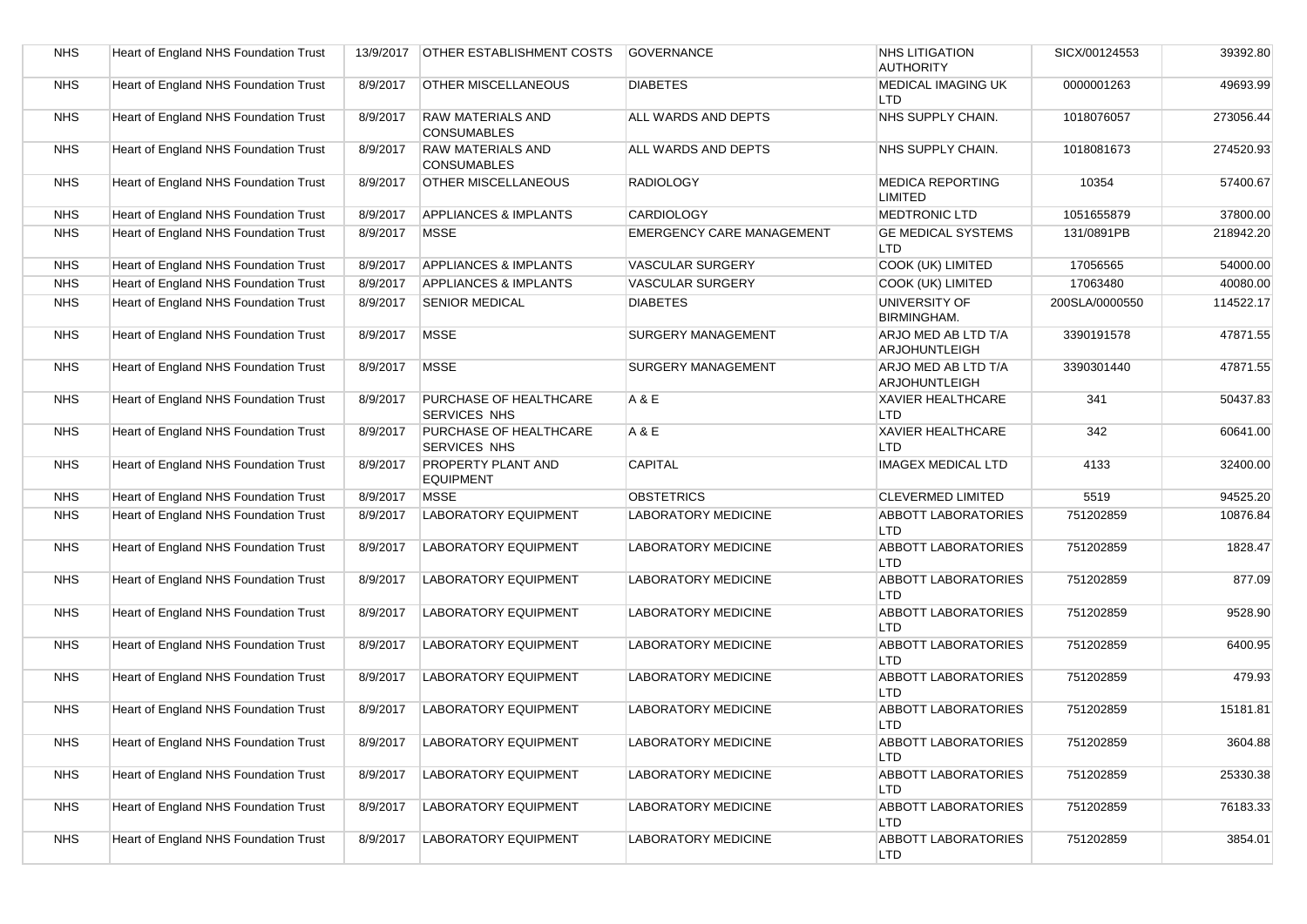| | | | | | | | |
|---|---|---|---|---|---|---|---|
| NHS | Heart of England NHS Foundation Trust | 13/9/2017 | OTHER ESTABLISHMENT COSTS | GOVERNANCE | NHS LITIGATION AUTHORITY | SICX/00124553 | 39392.80 |
| NHS | Heart of England NHS Foundation Trust | 8/9/2017 | OTHER MISCELLANEOUS | DIABETES | MEDICAL IMAGING UK LTD | 0000001263 | 49693.99 |
| NHS | Heart of England NHS Foundation Trust | 8/9/2017 | RAW MATERIALS AND CONSUMABLES | ALL WARDS AND DEPTS | NHS SUPPLY CHAIN. | 1018076057 | 273056.44 |
| NHS | Heart of England NHS Foundation Trust | 8/9/2017 | RAW MATERIALS AND CONSUMABLES | ALL WARDS AND DEPTS | NHS SUPPLY CHAIN. | 1018081673 | 274520.93 |
| NHS | Heart of England NHS Foundation Trust | 8/9/2017 | OTHER MISCELLANEOUS | RADIOLOGY | MEDICA REPORTING LIMITED | 10354 | 57400.67 |
| NHS | Heart of England NHS Foundation Trust | 8/9/2017 | APPLIANCES & IMPLANTS | CARDIOLOGY | MEDTRONIC LTD | 1051655879 | 37800.00 |
| NHS | Heart of England NHS Foundation Trust | 8/9/2017 | MSSE | EMERGENCY CARE MANAGEMENT | GE MEDICAL SYSTEMS LTD | 131/0891PB | 218942.20 |
| NHS | Heart of England NHS Foundation Trust | 8/9/2017 | APPLIANCES & IMPLANTS | VASCULAR SURGERY | COOK (UK) LIMITED | 17056565 | 54000.00 |
| NHS | Heart of England NHS Foundation Trust | 8/9/2017 | APPLIANCES & IMPLANTS | VASCULAR SURGERY | COOK (UK) LIMITED | 17063480 | 40080.00 |
| NHS | Heart of England NHS Foundation Trust | 8/9/2017 | SENIOR MEDICAL | DIABETES | UNIVERSITY OF BIRMINGHAM. | 200SLA/0000550 | 114522.17 |
| NHS | Heart of England NHS Foundation Trust | 8/9/2017 | MSSE | SURGERY MANAGEMENT | ARJO MED AB LTD T/A ARJOHUNTLEIGH | 3390191578 | 47871.55 |
| NHS | Heart of England NHS Foundation Trust | 8/9/2017 | MSSE | SURGERY MANAGEMENT | ARJO MED AB LTD T/A ARJOHUNTLEIGH | 3390301440 | 47871.55 |
| NHS | Heart of England NHS Foundation Trust | 8/9/2017 | PURCHASE OF HEALTHCARE SERVICES NHS | A & E | XAVIER HEALTHCARE LTD | 341 | 50437.83 |
| NHS | Heart of England NHS Foundation Trust | 8/9/2017 | PURCHASE OF HEALTHCARE SERVICES NHS | A & E | XAVIER HEALTHCARE LTD | 342 | 60641.00 |
| NHS | Heart of England NHS Foundation Trust | 8/9/2017 | PROPERTY PLANT AND EQUIPMENT | CAPITAL | IMAGEX MEDICAL LTD | 4133 | 32400.00 |
| NHS | Heart of England NHS Foundation Trust | 8/9/2017 | MSSE | OBSTETRICS | CLEVERMED LIMITED | 5519 | 94525.20 |
| NHS | Heart of England NHS Foundation Trust | 8/9/2017 | LABORATORY EQUIPMENT | LABORATORY MEDICINE | ABBOTT LABORATORIES LTD | 751202859 | 10876.84 |
| NHS | Heart of England NHS Foundation Trust | 8/9/2017 | LABORATORY EQUIPMENT | LABORATORY MEDICINE | ABBOTT LABORATORIES LTD | 751202859 | 1828.47 |
| NHS | Heart of England NHS Foundation Trust | 8/9/2017 | LABORATORY EQUIPMENT | LABORATORY MEDICINE | ABBOTT LABORATORIES LTD | 751202859 | 877.09 |
| NHS | Heart of England NHS Foundation Trust | 8/9/2017 | LABORATORY EQUIPMENT | LABORATORY MEDICINE | ABBOTT LABORATORIES LTD | 751202859 | 9528.90 |
| NHS | Heart of England NHS Foundation Trust | 8/9/2017 | LABORATORY EQUIPMENT | LABORATORY MEDICINE | ABBOTT LABORATORIES LTD | 751202859 | 6400.95 |
| NHS | Heart of England NHS Foundation Trust | 8/9/2017 | LABORATORY EQUIPMENT | LABORATORY MEDICINE | ABBOTT LABORATORIES LTD | 751202859 | 479.93 |
| NHS | Heart of England NHS Foundation Trust | 8/9/2017 | LABORATORY EQUIPMENT | LABORATORY MEDICINE | ABBOTT LABORATORIES LTD | 751202859 | 15181.81 |
| NHS | Heart of England NHS Foundation Trust | 8/9/2017 | LABORATORY EQUIPMENT | LABORATORY MEDICINE | ABBOTT LABORATORIES LTD | 751202859 | 3604.88 |
| NHS | Heart of England NHS Foundation Trust | 8/9/2017 | LABORATORY EQUIPMENT | LABORATORY MEDICINE | ABBOTT LABORATORIES LTD | 751202859 | 25330.38 |
| NHS | Heart of England NHS Foundation Trust | 8/9/2017 | LABORATORY EQUIPMENT | LABORATORY MEDICINE | ABBOTT LABORATORIES LTD | 751202859 | 76183.33 |
| NHS | Heart of England NHS Foundation Trust | 8/9/2017 | LABORATORY EQUIPMENT | LABORATORY MEDICINE | ABBOTT LABORATORIES LTD | 751202859 | 3854.01 |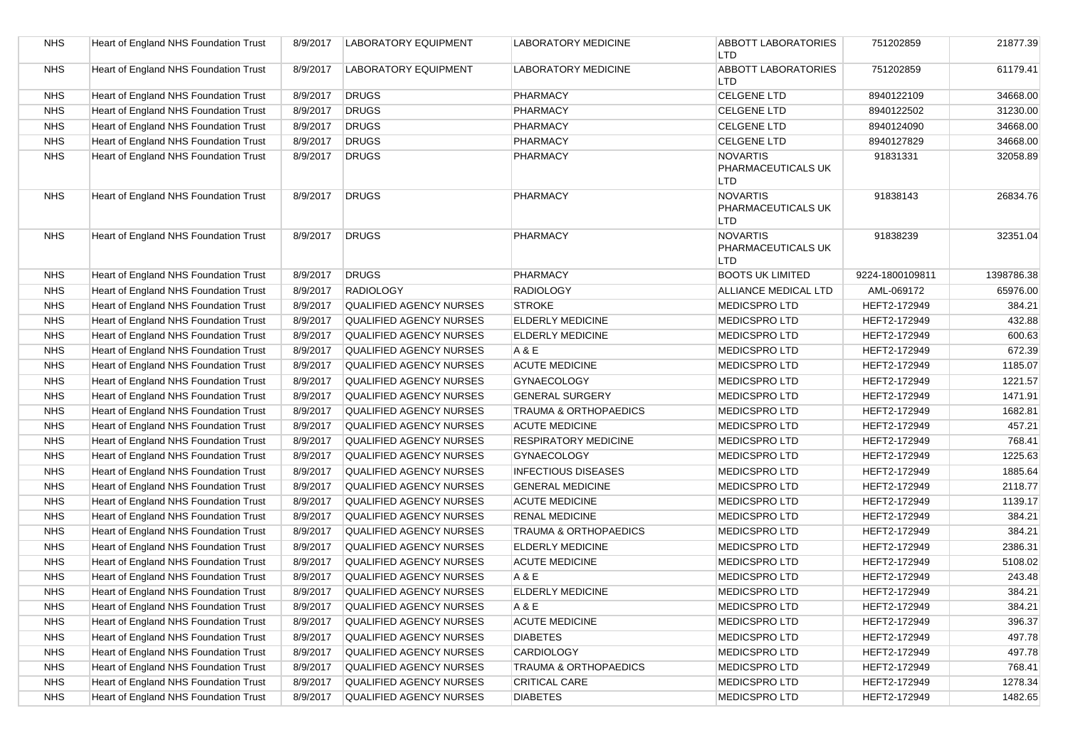| | | | | | | | |
|---|---|---|---|---|---|---|---|
| NHS | Heart of England NHS Foundation Trust | 8/9/2017 | LABORATORY EQUIPMENT | LABORATORY MEDICINE | ABBOTT LABORATORIES LTD | 751202859 | 21877.39 |
| NHS | Heart of England NHS Foundation Trust | 8/9/2017 | LABORATORY EQUIPMENT | LABORATORY MEDICINE | ABBOTT LABORATORIES LTD | 751202859 | 61179.41 |
| NHS | Heart of England NHS Foundation Trust | 8/9/2017 | DRUGS | PHARMACY | CELGENE LTD | 8940122109 | 34668.00 |
| NHS | Heart of England NHS Foundation Trust | 8/9/2017 | DRUGS | PHARMACY | CELGENE LTD | 8940122502 | 31230.00 |
| NHS | Heart of England NHS Foundation Trust | 8/9/2017 | DRUGS | PHARMACY | CELGENE LTD | 8940124090 | 34668.00 |
| NHS | Heart of England NHS Foundation Trust | 8/9/2017 | DRUGS | PHARMACY | CELGENE LTD | 8940127829 | 34668.00 |
| NHS | Heart of England NHS Foundation Trust | 8/9/2017 | DRUGS | PHARMACY | NOVARTIS PHARMACEUTICALS UK LTD | 91831331 | 32058.89 |
| NHS | Heart of England NHS Foundation Trust | 8/9/2017 | DRUGS | PHARMACY | NOVARTIS PHARMACEUTICALS UK LTD | 91838143 | 26834.76 |
| NHS | Heart of England NHS Foundation Trust | 8/9/2017 | DRUGS | PHARMACY | NOVARTIS PHARMACEUTICALS UK LTD | 91838239 | 32351.04 |
| NHS | Heart of England NHS Foundation Trust | 8/9/2017 | DRUGS | PHARMACY | BOOTS UK LIMITED | 9224-1800109811 | 1398786.38 |
| NHS | Heart of England NHS Foundation Trust | 8/9/2017 | RADIOLOGY | RADIOLOGY | ALLIANCE MEDICAL LTD | AML-069172 | 65976.00 |
| NHS | Heart of England NHS Foundation Trust | 8/9/2017 | QUALIFIED AGENCY NURSES | STROKE | MEDICSPRO LTD | HEFT2-172949 | 384.21 |
| NHS | Heart of England NHS Foundation Trust | 8/9/2017 | QUALIFIED AGENCY NURSES | ELDERLY MEDICINE | MEDICSPRO LTD | HEFT2-172949 | 432.88 |
| NHS | Heart of England NHS Foundation Trust | 8/9/2017 | QUALIFIED AGENCY NURSES | ELDERLY MEDICINE | MEDICSPRO LTD | HEFT2-172949 | 600.63 |
| NHS | Heart of England NHS Foundation Trust | 8/9/2017 | QUALIFIED AGENCY NURSES | A & E | MEDICSPRO LTD | HEFT2-172949 | 672.39 |
| NHS | Heart of England NHS Foundation Trust | 8/9/2017 | QUALIFIED AGENCY NURSES | ACUTE MEDICINE | MEDICSPRO LTD | HEFT2-172949 | 1185.07 |
| NHS | Heart of England NHS Foundation Trust | 8/9/2017 | QUALIFIED AGENCY NURSES | GYNAECOLOGY | MEDICSPRO LTD | HEFT2-172949 | 1221.57 |
| NHS | Heart of England NHS Foundation Trust | 8/9/2017 | QUALIFIED AGENCY NURSES | GENERAL SURGERY | MEDICSPRO LTD | HEFT2-172949 | 1471.91 |
| NHS | Heart of England NHS Foundation Trust | 8/9/2017 | QUALIFIED AGENCY NURSES | TRAUMA & ORTHOPAEDICS | MEDICSPRO LTD | HEFT2-172949 | 1682.81 |
| NHS | Heart of England NHS Foundation Trust | 8/9/2017 | QUALIFIED AGENCY NURSES | ACUTE MEDICINE | MEDICSPRO LTD | HEFT2-172949 | 457.21 |
| NHS | Heart of England NHS Foundation Trust | 8/9/2017 | QUALIFIED AGENCY NURSES | RESPIRATORY MEDICINE | MEDICSPRO LTD | HEFT2-172949 | 768.41 |
| NHS | Heart of England NHS Foundation Trust | 8/9/2017 | QUALIFIED AGENCY NURSES | GYNAECOLOGY | MEDICSPRO LTD | HEFT2-172949 | 1225.63 |
| NHS | Heart of England NHS Foundation Trust | 8/9/2017 | QUALIFIED AGENCY NURSES | INFECTIOUS DISEASES | MEDICSPRO LTD | HEFT2-172949 | 1885.64 |
| NHS | Heart of England NHS Foundation Trust | 8/9/2017 | QUALIFIED AGENCY NURSES | GENERAL MEDICINE | MEDICSPRO LTD | HEFT2-172949 | 2118.77 |
| NHS | Heart of England NHS Foundation Trust | 8/9/2017 | QUALIFIED AGENCY NURSES | ACUTE MEDICINE | MEDICSPRO LTD | HEFT2-172949 | 1139.17 |
| NHS | Heart of England NHS Foundation Trust | 8/9/2017 | QUALIFIED AGENCY NURSES | RENAL MEDICINE | MEDICSPRO LTD | HEFT2-172949 | 384.21 |
| NHS | Heart of England NHS Foundation Trust | 8/9/2017 | QUALIFIED AGENCY NURSES | TRAUMA & ORTHOPAEDICS | MEDICSPRO LTD | HEFT2-172949 | 384.21 |
| NHS | Heart of England NHS Foundation Trust | 8/9/2017 | QUALIFIED AGENCY NURSES | ELDERLY MEDICINE | MEDICSPRO LTD | HEFT2-172949 | 2386.31 |
| NHS | Heart of England NHS Foundation Trust | 8/9/2017 | QUALIFIED AGENCY NURSES | ACUTE MEDICINE | MEDICSPRO LTD | HEFT2-172949 | 5108.02 |
| NHS | Heart of England NHS Foundation Trust | 8/9/2017 | QUALIFIED AGENCY NURSES | A & E | MEDICSPRO LTD | HEFT2-172949 | 243.48 |
| NHS | Heart of England NHS Foundation Trust | 8/9/2017 | QUALIFIED AGENCY NURSES | ELDERLY MEDICINE | MEDICSPRO LTD | HEFT2-172949 | 384.21 |
| NHS | Heart of England NHS Foundation Trust | 8/9/2017 | QUALIFIED AGENCY NURSES | A & E | MEDICSPRO LTD | HEFT2-172949 | 384.21 |
| NHS | Heart of England NHS Foundation Trust | 8/9/2017 | QUALIFIED AGENCY NURSES | ACUTE MEDICINE | MEDICSPRO LTD | HEFT2-172949 | 396.37 |
| NHS | Heart of England NHS Foundation Trust | 8/9/2017 | QUALIFIED AGENCY NURSES | DIABETES | MEDICSPRO LTD | HEFT2-172949 | 497.78 |
| NHS | Heart of England NHS Foundation Trust | 8/9/2017 | QUALIFIED AGENCY NURSES | CARDIOLOGY | MEDICSPRO LTD | HEFT2-172949 | 497.78 |
| NHS | Heart of England NHS Foundation Trust | 8/9/2017 | QUALIFIED AGENCY NURSES | TRAUMA & ORTHOPAEDICS | MEDICSPRO LTD | HEFT2-172949 | 768.41 |
| NHS | Heart of England NHS Foundation Trust | 8/9/2017 | QUALIFIED AGENCY NURSES | CRITICAL CARE | MEDICSPRO LTD | HEFT2-172949 | 1278.34 |
| NHS | Heart of England NHS Foundation Trust | 8/9/2017 | QUALIFIED AGENCY NURSES | DIABETES | MEDICSPRO LTD | HEFT2-172949 | 1482.65 |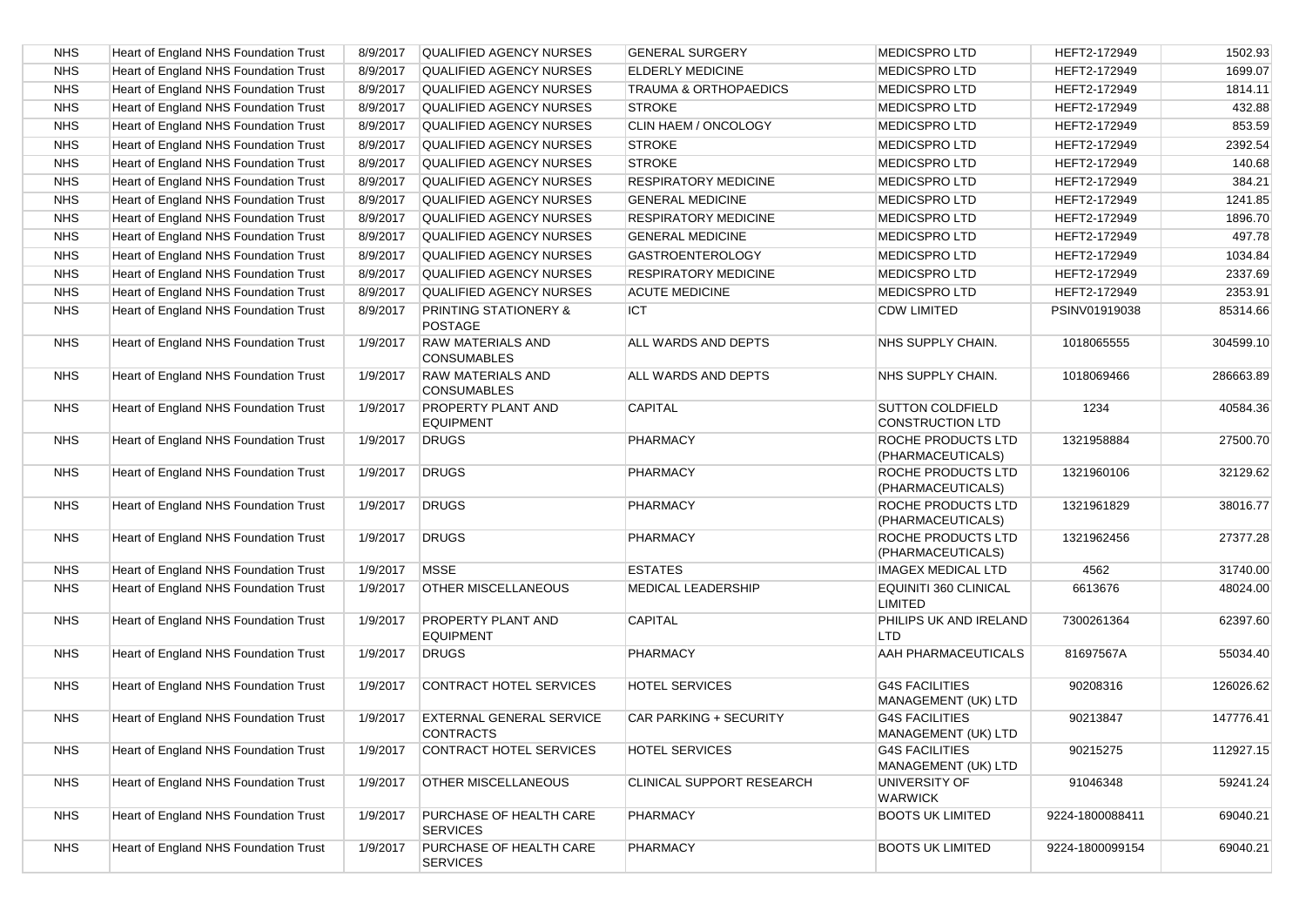| | | | | | | | |
|---|---|---|---|---|---|---|---|
| NHS | Heart of England NHS Foundation Trust | 8/9/2017 | QUALIFIED AGENCY NURSES | GENERAL SURGERY | MEDICSPRO LTD | HEFT2-172949 | 1502.93 |
| NHS | Heart of England NHS Foundation Trust | 8/9/2017 | QUALIFIED AGENCY NURSES | ELDERLY MEDICINE | MEDICSPRO LTD | HEFT2-172949 | 1699.07 |
| NHS | Heart of England NHS Foundation Trust | 8/9/2017 | QUALIFIED AGENCY NURSES | TRAUMA & ORTHOPAEDICS | MEDICSPRO LTD | HEFT2-172949 | 1814.11 |
| NHS | Heart of England NHS Foundation Trust | 8/9/2017 | QUALIFIED AGENCY NURSES | STROKE | MEDICSPRO LTD | HEFT2-172949 | 432.88 |
| NHS | Heart of England NHS Foundation Trust | 8/9/2017 | QUALIFIED AGENCY NURSES | CLIN HAEM / ONCOLOGY | MEDICSPRO LTD | HEFT2-172949 | 853.59 |
| NHS | Heart of England NHS Foundation Trust | 8/9/2017 | QUALIFIED AGENCY NURSES | STROKE | MEDICSPRO LTD | HEFT2-172949 | 2392.54 |
| NHS | Heart of England NHS Foundation Trust | 8/9/2017 | QUALIFIED AGENCY NURSES | STROKE | MEDICSPRO LTD | HEFT2-172949 | 140.68 |
| NHS | Heart of England NHS Foundation Trust | 8/9/2017 | QUALIFIED AGENCY NURSES | RESPIRATORY MEDICINE | MEDICSPRO LTD | HEFT2-172949 | 384.21 |
| NHS | Heart of England NHS Foundation Trust | 8/9/2017 | QUALIFIED AGENCY NURSES | GENERAL MEDICINE | MEDICSPRO LTD | HEFT2-172949 | 1241.85 |
| NHS | Heart of England NHS Foundation Trust | 8/9/2017 | QUALIFIED AGENCY NURSES | RESPIRATORY MEDICINE | MEDICSPRO LTD | HEFT2-172949 | 1896.70 |
| NHS | Heart of England NHS Foundation Trust | 8/9/2017 | QUALIFIED AGENCY NURSES | GENERAL MEDICINE | MEDICSPRO LTD | HEFT2-172949 | 497.78 |
| NHS | Heart of England NHS Foundation Trust | 8/9/2017 | QUALIFIED AGENCY NURSES | GASTROENTEROLOGY | MEDICSPRO LTD | HEFT2-172949 | 1034.84 |
| NHS | Heart of England NHS Foundation Trust | 8/9/2017 | QUALIFIED AGENCY NURSES | RESPIRATORY MEDICINE | MEDICSPRO LTD | HEFT2-172949 | 2337.69 |
| NHS | Heart of England NHS Foundation Trust | 8/9/2017 | QUALIFIED AGENCY NURSES | ACUTE MEDICINE | MEDICSPRO LTD | HEFT2-172949 | 2353.91 |
| NHS | Heart of England NHS Foundation Trust | 8/9/2017 | PRINTING STATIONERY & POSTAGE | ICT | CDW LIMITED | PSINV01919038 | 85314.66 |
| NHS | Heart of England NHS Foundation Trust | 1/9/2017 | RAW MATERIALS AND CONSUMABLES | ALL WARDS AND DEPTS | NHS SUPPLY CHAIN. | 1018065555 | 304599.10 |
| NHS | Heart of England NHS Foundation Trust | 1/9/2017 | RAW MATERIALS AND CONSUMABLES | ALL WARDS AND DEPTS | NHS SUPPLY CHAIN. | 1018069466 | 286663.89 |
| NHS | Heart of England NHS Foundation Trust | 1/9/2017 | PROPERTY PLANT AND EQUIPMENT | CAPITAL | SUTTON COLDFIELD CONSTRUCTION LTD | 1234 | 40584.36 |
| NHS | Heart of England NHS Foundation Trust | 1/9/2017 | DRUGS | PHARMACY | ROCHE PRODUCTS LTD (PHARMACEUTICALS) | 1321958884 | 27500.70 |
| NHS | Heart of England NHS Foundation Trust | 1/9/2017 | DRUGS | PHARMACY | ROCHE PRODUCTS LTD (PHARMACEUTICALS) | 1321960106 | 32129.62 |
| NHS | Heart of England NHS Foundation Trust | 1/9/2017 | DRUGS | PHARMACY | ROCHE PRODUCTS LTD (PHARMACEUTICALS) | 1321961829 | 38016.77 |
| NHS | Heart of England NHS Foundation Trust | 1/9/2017 | DRUGS | PHARMACY | ROCHE PRODUCTS LTD (PHARMACEUTICALS) | 1321962456 | 27377.28 |
| NHS | Heart of England NHS Foundation Trust | 1/9/2017 | MSSE | ESTATES | IMAGEX MEDICAL LTD | 4562 | 31740.00 |
| NHS | Heart of England NHS Foundation Trust | 1/9/2017 | OTHER MISCELLANEOUS | MEDICAL LEADERSHIP | EQUINITI 360 CLINICAL LIMITED | 6613676 | 48024.00 |
| NHS | Heart of England NHS Foundation Trust | 1/9/2017 | PROPERTY PLANT AND EQUIPMENT | CAPITAL | PHILIPS UK AND IRELAND LTD | 7300261364 | 62397.60 |
| NHS | Heart of England NHS Foundation Trust | 1/9/2017 | DRUGS | PHARMACY | AAH PHARMACEUTICALS | 81697567A | 55034.40 |
| NHS | Heart of England NHS Foundation Trust | 1/9/2017 | CONTRACT HOTEL SERVICES | HOTEL SERVICES | G4S FACILITIES MANAGEMENT (UK) LTD | 90208316 | 126026.62 |
| NHS | Heart of England NHS Foundation Trust | 1/9/2017 | EXTERNAL GENERAL SERVICE CONTRACTS | CAR PARKING + SECURITY | G4S FACILITIES MANAGEMENT (UK) LTD | 90213847 | 147776.41 |
| NHS | Heart of England NHS Foundation Trust | 1/9/2017 | CONTRACT HOTEL SERVICES | HOTEL SERVICES | G4S FACILITIES MANAGEMENT (UK) LTD | 90215275 | 112927.15 |
| NHS | Heart of England NHS Foundation Trust | 1/9/2017 | OTHER MISCELLANEOUS | CLINICAL SUPPORT RESEARCH | UNIVERSITY OF WARWICK | 91046348 | 59241.24 |
| NHS | Heart of England NHS Foundation Trust | 1/9/2017 | PURCHASE OF HEALTH CARE SERVICES | PHARMACY | BOOTS UK LIMITED | 9224-1800088411 | 69040.21 |
| NHS | Heart of England NHS Foundation Trust | 1/9/2017 | PURCHASE OF HEALTH CARE SERVICES | PHARMACY | BOOTS UK LIMITED | 9224-1800099154 | 69040.21 |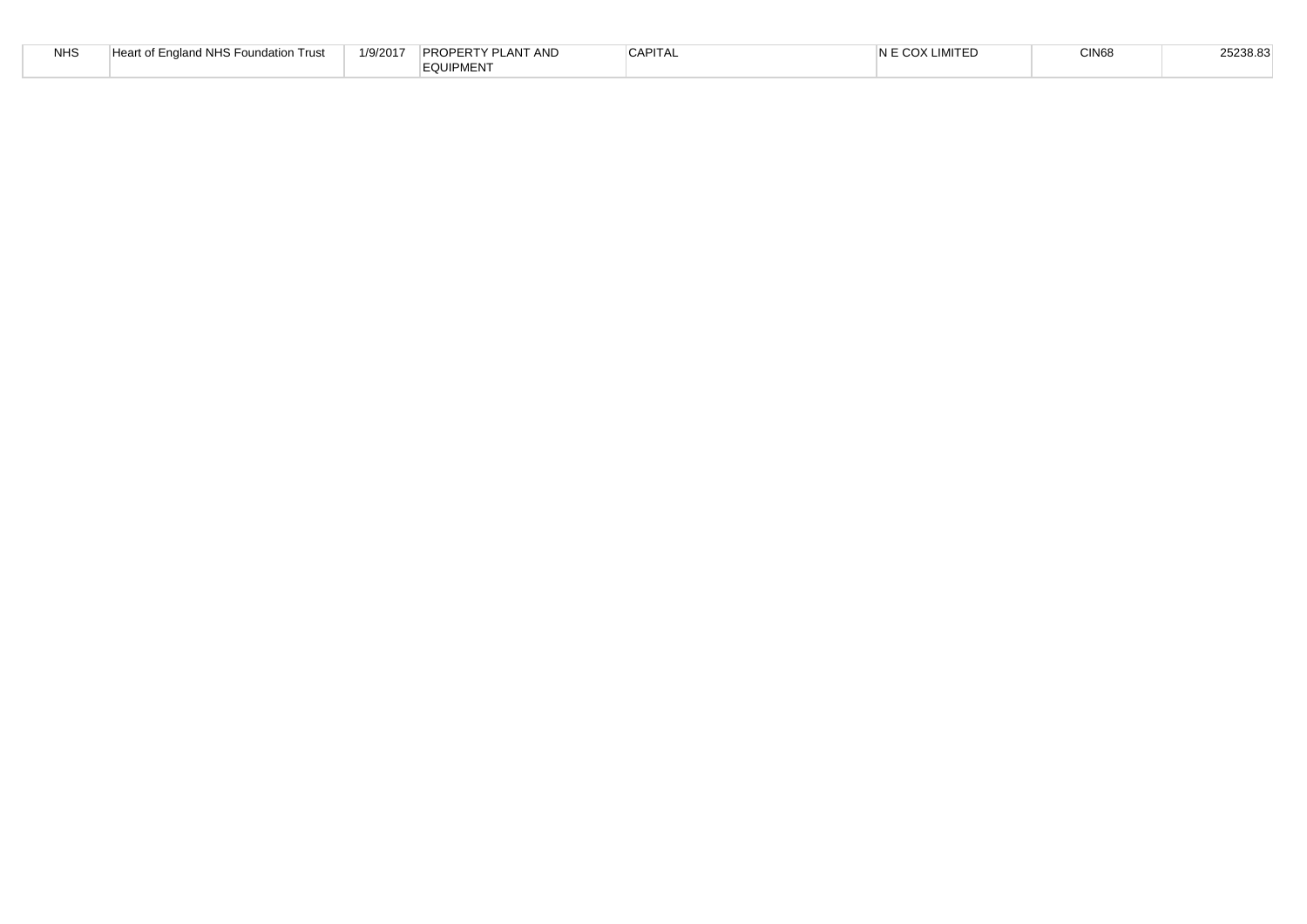| | | | | | | | |
|---|---|---|---|---|---|---|---|
| NHS | Heart of England NHS Foundation Trust | 1/9/2017 | PROPERTY PLANT AND EQUIPMENT | CAPITAL | N E COX LIMITED | CIN68 | 25238.83 |